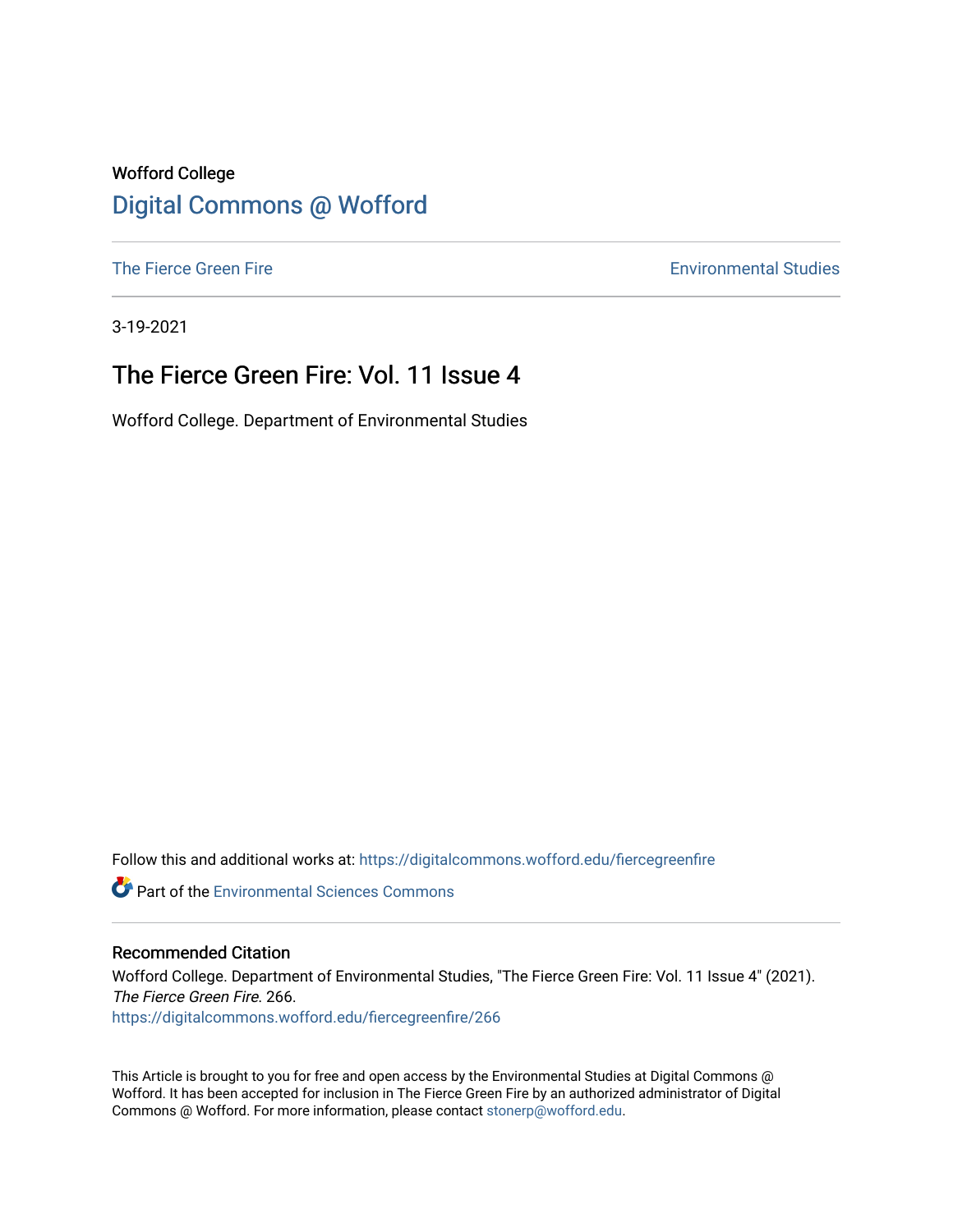Wofford College

# Digital Commons @ Wofford

The Fierce Green Fire | Environmental Studies

3-19-2021

## The Fierce Green Fire: Vol. 11 Issue 4

Wofford College. Department of Environmental Studies

Follow this and additional works at: https://digitalcommons.wofford.edu/fiercegreenfire

Part of the Environmental Sciences Commons

### Recommended Citation

Wofford College. Department of Environmental Studies, "The Fierce Green Fire: Vol. 11 Issue 4" (2021). *The Fierce Green Fire.* 266.
https://digitalcommons.wofford.edu/fiercegreenfire/266

This Article is brought to you for free and open access by the Environmental Studies at Digital Commons @ Wofford. It has been accepted for inclusion in The Fierce Green Fire by an authorized administrator of Digital Commons @ Wofford. For more information, please contact stonerp@wofford.edu.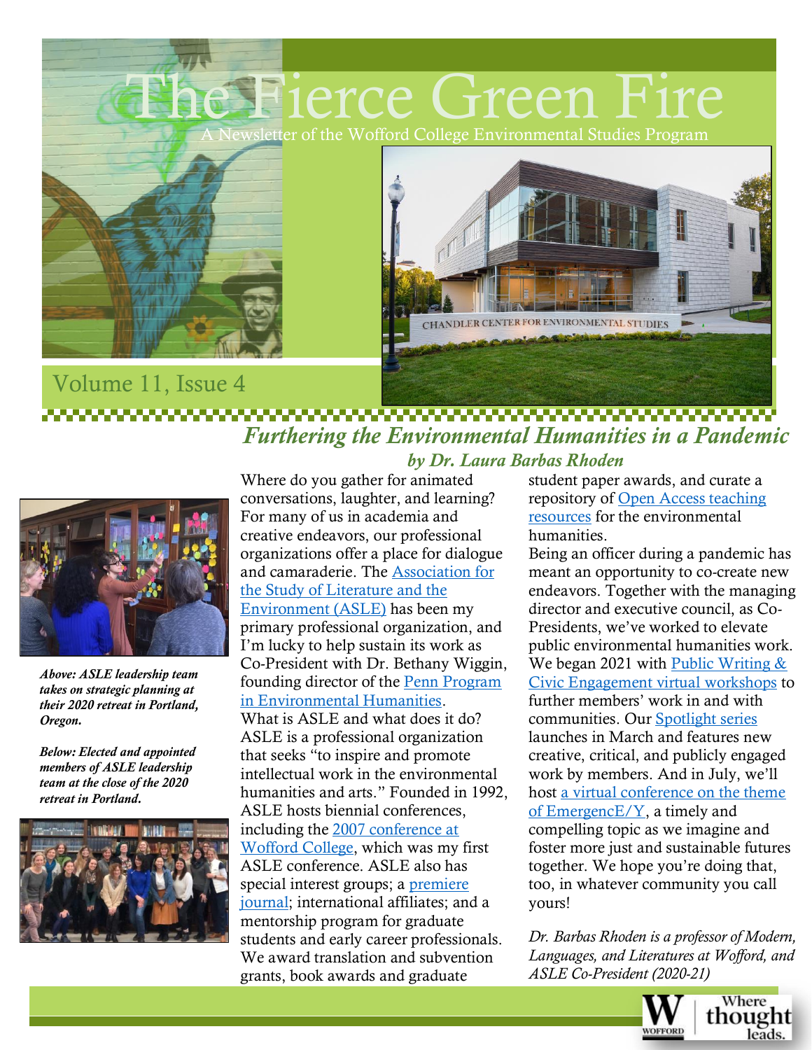# The Fierce Green Fire

A Newsletter of the Wofford College Environmental Studies Program

CHANDLER CENTER FOR ENVIRONMENTAL STUDIES

Volume 11, Issue 4

## Furthering the Environmental Humanities in a Pandemic

### *by Dr. Laura Barbas Rhoden*

***Above: ASLE leadership team takes on strategic planning at their 2020 retreat in Portland, Oregon.***

***Below: Elected and appointed members of ASLE leadership team at the close of the 2020 retreat in Portland.***

Where do you gather for animated conversations, laughter, and learning? For many of us in academia and creative endeavors, our professional organizations offer a place for dialogue and camaraderie. The Association for the Study of Literature and the Environment (ASLE) has been my primary professional organization, and I'm lucky to help sustain its work as Co-President with Dr. Bethany Wiggin, founding director of the Penn Program in Environmental Humanities.

What is ASLE and what does it do? ASLE is a professional organization that seeks "to inspire and promote intellectual work in the environmental humanities and arts." Founded in 1992, ASLE hosts biennial conferences, including the 2007 conference at Wofford College, which was my first ASLE conference. ASLE also has special interest groups; a premiere journal; international affiliates; and a mentorship program for graduate students and early career professionals. We award translation and subvention grants, book awards and graduate student paper awards, and curate a repository of Open Access teaching resources for the environmental humanities.

Being an officer during a pandemic has meant an opportunity to co-create new endeavors. Together with the managing director and executive council, as Co-Presidents, we've worked to elevate public environmental humanities work. We began 2021 with Public Writing & Civic Engagement virtual workshops to further members' work in and with communities. Our Spotlight series launches in March and features new creative, critical, and publicly engaged work by members. And in July, we'll host a virtual conference on the theme of EmergencE/Y, a timely and compelling topic as we imagine and foster more just and sustainable futures together. We hope you're doing that, too, in whatever community you call yours!

*Dr. Barbas Rhoden is a professor of Modern, Languages, and Literatures at Wofford, and ASLE Co-President (2020-21)*

Where thought leads.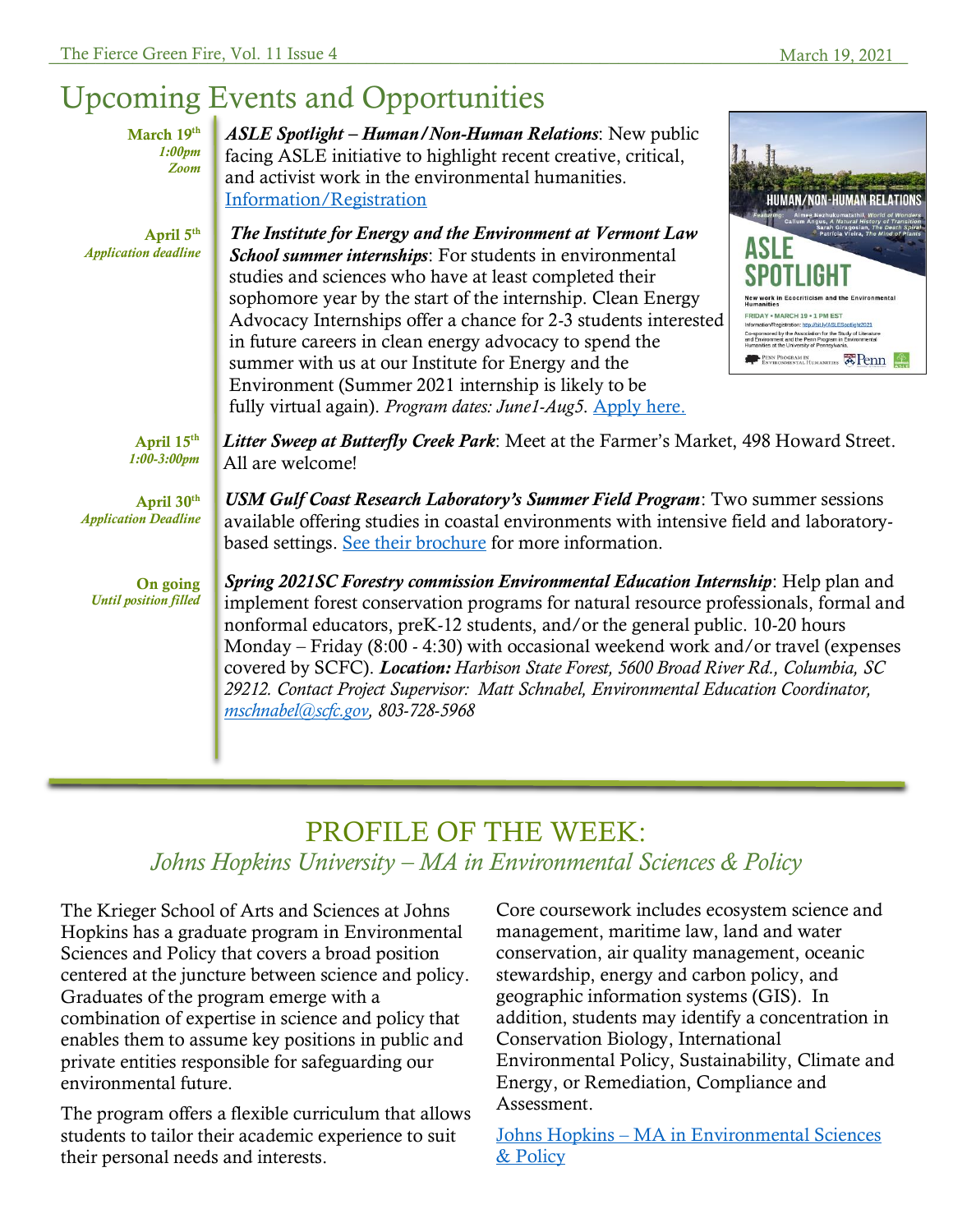# Upcoming Events and Opportunities

**March 19th**
*1:00pm*
*Zoom*

***ASLE Spotlight – Human/Non-Human Relations***: New public facing ASLE initiative to highlight recent creative, critical, and activist work in the environmental humanities. [Information/Registration]

**April 5th**
*Application deadline*

***The Institute for Energy and the Environment at Vermont Law School summer internships***: For students in environmental studies and sciences who have at least completed their sophomore year by the start of the internship. Clean Energy Advocacy Internships offer a chance for 2-3 students interested in future careers in clean energy advocacy to spend the summer with us at our Institute for Energy and the Environment (Summer 2021 internship is likely to be fully virtual again). *Program dates: June1-Aug5*. [Apply here.]

**April 15th**
*1:00-3:00pm*

***Litter Sweep at Butterfly Creek Park***: Meet at the Farmer's Market, 498 Howard Street. All are welcome!

**April 30th**
*Application Deadline*

***USM Gulf Coast Research Laboratory's Summer Field Program***: Two summer sessions available offering studies in coastal environments with intensive field and laboratory-based settings. [See their brochure] for more information.

**On going**
*Until position filled*

***Spring 2021SC Forestry commission Environmental Education Internship***: Help plan and implement forest conservation programs for natural resource professionals, formal and nonformal educators, preK-12 students, and/or the general public. 10-20 hours Monday – Friday (8:00 - 4:30) with occasional weekend work and/or travel (expenses covered by SCFC). ***Location:*** *Harbison State Forest, 5600 Broad River Rd., Columbia, SC 29212. Contact Project Supervisor: Matt Schnabel, Environmental Education Coordinator, mschnabel@scfc.gov, 803-728-5968*

HUMAN/NON-HUMAN RELATIONS

Featuring: Aimee Nezhukumatathil, *World of Wonders*; Callum Angus, *A Natural History of Transition*; Sarah Giragosian, *The Death Spiral*; Patricia Vieira, *The Mind of Plants*

ASLE SPOTLIGHT

New work in Ecocriticism and the Environmental Humanities

FRIDAY • MARCH 19 • 1 PM EST

Information/Registration: http://bit.ly/ASLESpotlight2021

Co-sponsored by the Association for the Study of Literature and Environment and the Penn Program in Environmental Humanities at the University of Pennsylvania.

## PROFILE OF THE WEEK:

### *Johns Hopkins University – MA in Environmental Sciences & Policy*

The Krieger School of Arts and Sciences at Johns Hopkins has a graduate program in Environmental Sciences and Policy that covers a broad position centered at the juncture between science and policy. Graduates of the program emerge with a combination of expertise in science and policy that enables them to assume key positions in public and private entities responsible for safeguarding our environmental future.

The program offers a flexible curriculum that allows students to tailor their academic experience to suit their personal needs and interests.

Core coursework includes ecosystem science and management, maritime law, land and water conservation, air quality management, oceanic stewardship, energy and carbon policy, and geographic information systems (GIS). In addition, students may identify a concentration in Conservation Biology, International Environmental Policy, Sustainability, Climate and Energy, or Remediation, Compliance and Assessment.

[Johns Hopkins – MA in Environmental Sciences & Policy]